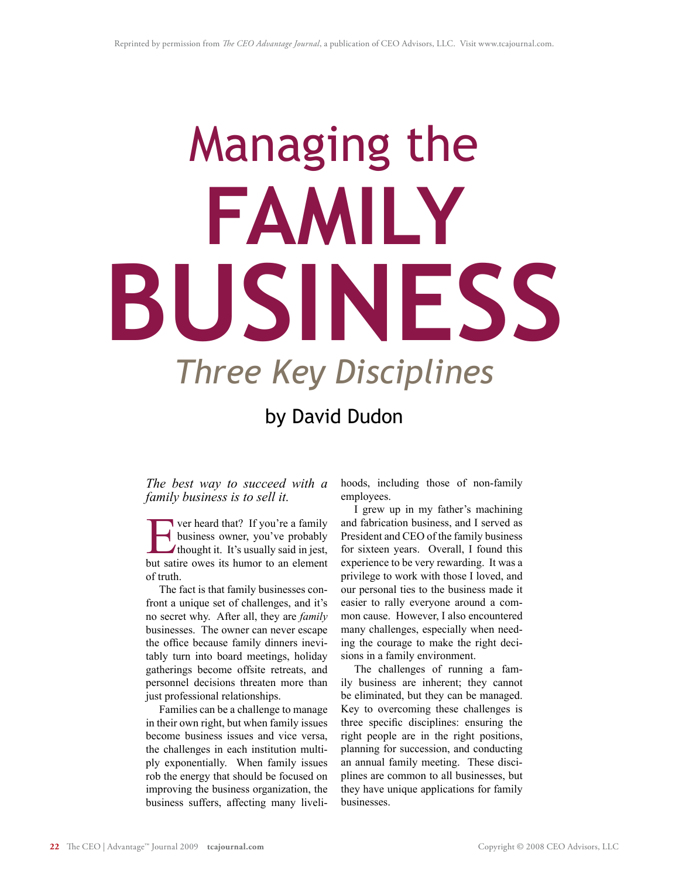Reprinted by permission from *The CEO Advantage Journal*, a publication of CEO Advisors, LLC. Visit www.tcajournal.com.

# Managing the FAMILY BUSINESS

## *Three Key Disciplines*

### by David Dudon

*The best way to succeed with a family business is to sell it.*

Ever heard that? If you're a family business owner, you've probably thought it. It's usually said in jest, but satire owes its humor to an element of truth.

The fact is that family businesses confront a unique set of challenges, and it's no secret why. After all, they are *family* businesses. The owner can never escape the office because family dinners inevitably turn into board meetings, holiday gatherings become offsite retreats, and personnel decisions threaten more than just professional relationships.

Families can be a challenge to manage in their own right, but when family issues become business issues and vice versa, the challenges in each institution multiply exponentially. When family issues rob the energy that should be focused on improving the business organization, the business suffers, affecting many livelihoods, including those of non-family employees.

I grew up in my father's machining and fabrication business, and I served as President and CEO of the family business for sixteen years. Overall, I found this experience to be very rewarding. It was a privilege to work with those I loved, and our personal ties to the business made it easier to rally everyone around a common cause. However, I also encountered many challenges, especially when needing the courage to make the right decisions in a family environment.

The challenges of running a family business are inherent; they cannot be eliminated, but they can be managed. Key to overcoming these challenges is three specific disciplines: ensuring the right people are in the right positions, planning for succession, and conducting an annual family meeting. These disciplines are common to all businesses, but they have unique applications for family businesses.

Copyright © 2008 CEO Advisors, LLC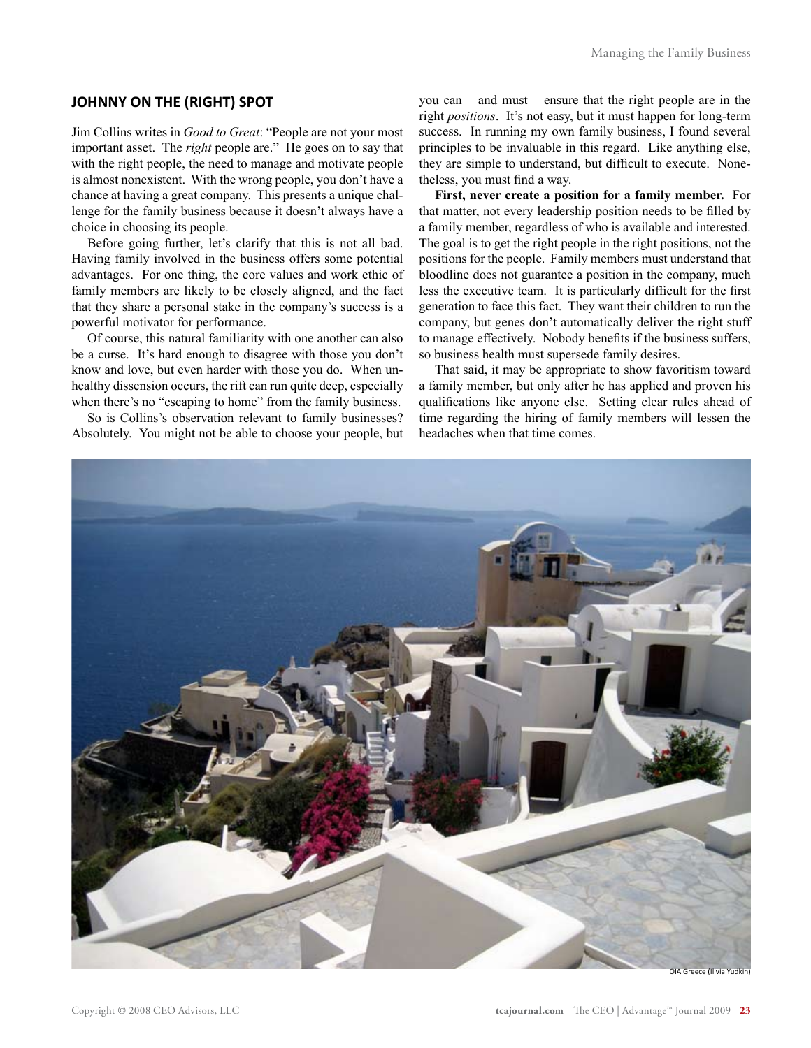## JOHNNY ON THE (RIGHT) SPOT

Jim Collins writes in *Good to Great*: "People are not your most important asset. The *right* people are." He goes on to say that with the right people, the need to manage and motivate people is almost nonexistent. With the wrong people, you don't have a chance at having a great company. This presents a unique challenge for the family business because it doesn't always have a choice in choosing its people.

Before going further, let's clarify that this is not all bad. Having family involved in the business offers some potential advantages. For one thing, the core values and work ethic of family members are likely to be closely aligned, and the fact that they share a personal stake in the company's success is a powerful motivator for performance.

Of course, this natural familiarity with one another can also be a curse. It's hard enough to disagree with those you don't know and love, but even harder with those you do. When unhealthy dissension occurs, the rift can run quite deep, especially when there's no "escaping to home" from the family business.

So is Collins's observation relevant to family businesses? Absolutely. You might not be able to choose your people, but you can – and must – ensure that the right people are in the right *positions*. It's not easy, but it must happen for long-term success. In running my own family business, I found several principles to be invaluable in this regard. Like anything else, they are simple to understand, but difficult to execute. Nonetheless, you must find a way.

**First, never create a position for a family member.** For that matter, not every leadership position needs to be filled by a family member, regardless of who is available and interested. The goal is to get the right people in the right positions, not the positions for the people. Family members must understand that bloodline does not guarantee a position in the company, much less the executive team. It is particularly difficult for the first generation to face this fact. They want their children to run the company, but genes don't automatically deliver the right stuff to manage effectively. Nobody benefits if the business suffers, so business health must supersede family desires.

That said, it may be appropriate to show favoritism toward a family member, but only after he has applied and proven his qualifications like anyone else. Setting clear rules ahead of time regarding the hiring of family members will lessen the headaches when that time comes.

OIA Greece (Ilivia Yudkin)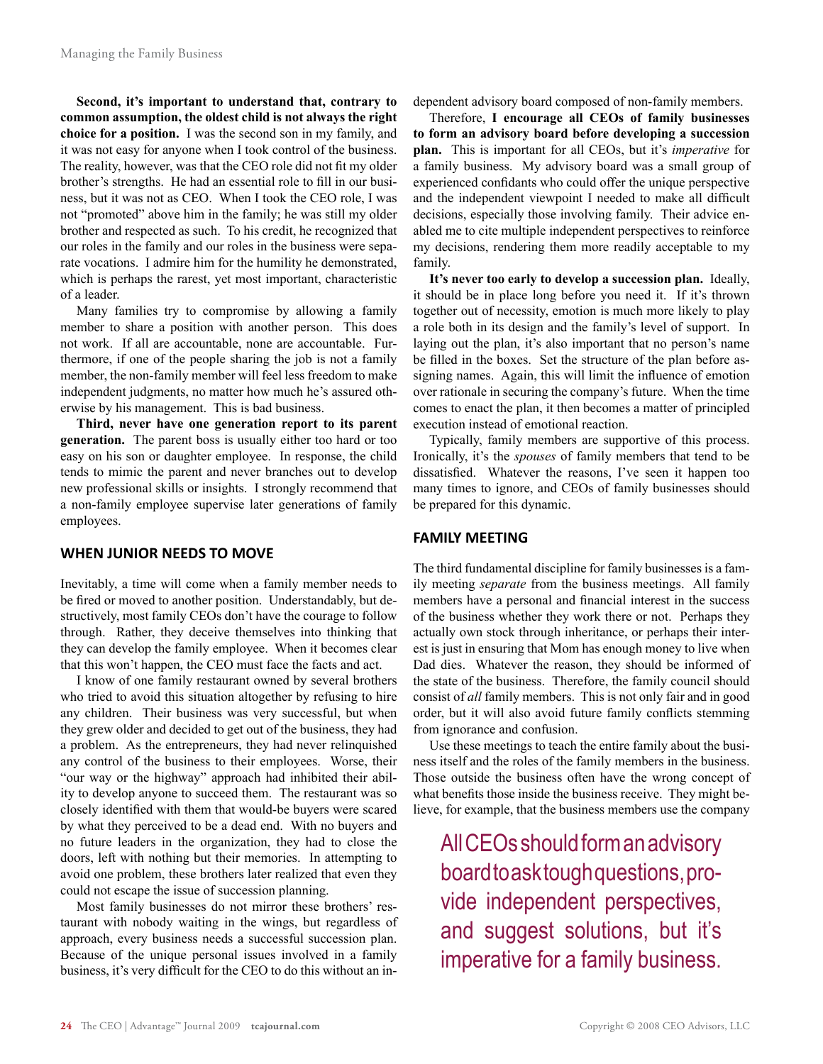**Second, it's important to understand that, contrary to common assumption, the oldest child is not always the right choice for a position.** I was the second son in my family, and it was not easy for anyone when I took control of the business. The reality, however, was that the CEO role did not fit my older brother's strengths. He had an essential role to fill in our business, but it was not as CEO. When I took the CEO role, I was not "promoted" above him in the family; he was still my older brother and respected as such. To his credit, he recognized that our roles in the family and our roles in the business were separate vocations. I admire him for the humility he demonstrated, which is perhaps the rarest, yet most important, characteristic of a leader.

Many families try to compromise by allowing a family member to share a position with another person. This does not work. If all are accountable, none are accountable. Furthermore, if one of the people sharing the job is not a family member, the non-family member will feel less freedom to make independent judgments, no matter how much he's assured otherwise by his management. This is bad business.

**Third, never have one generation report to its parent generation.** The parent boss is usually either too hard or too easy on his son or daughter employee. In response, the child tends to mimic the parent and never branches out to develop new professional skills or insights. I strongly recommend that a non-family employee supervise later generations of family employees.

## WHEN JUNIOR NEEDS TO MOVE

Inevitably, a time will come when a family member needs to be fired or moved to another position. Understandably, but destructively, most family CEOs don't have the courage to follow through. Rather, they deceive themselves into thinking that they can develop the family employee. When it becomes clear that this won't happen, the CEO must face the facts and act.

I know of one family restaurant owned by several brothers who tried to avoid this situation altogether by refusing to hire any children. Their business was very successful, but when they grew older and decided to get out of the business, they had a problem. As the entrepreneurs, they had never relinquished any control of the business to their employees. Worse, their "our way or the highway" approach had inhibited their ability to develop anyone to succeed them. The restaurant was so closely identified with them that would-be buyers were scared by what they perceived to be a dead end. With no buyers and no future leaders in the organization, they had to close the doors, left with nothing but their memories. In attempting to avoid one problem, these brothers later realized that even they could not escape the issue of succession planning.

Most family businesses do not mirror these brothers' restaurant with nobody waiting in the wings, but regardless of approach, every business needs a successful succession plan. Because of the unique personal issues involved in a family business, it's very difficult for the CEO to do this without an independent advisory board composed of non-family members.

Therefore, **I encourage all CEOs of family businesses to form an advisory board before developing a succession plan.** This is important for all CEOs, but it's *imperative* for a family business. My advisory board was a small group of experienced confidants who could offer the unique perspective and the independent viewpoint I needed to make all difficult decisions, especially those involving family. Their advice enabled me to cite multiple independent perspectives to reinforce my decisions, rendering them more readily acceptable to my family.

**It's never too early to develop a succession plan.** Ideally, it should be in place long before you need it. If it's thrown together out of necessity, emotion is much more likely to play a role both in its design and the family's level of support. In laying out the plan, it's also important that no person's name be filled in the boxes. Set the structure of the plan before assigning names. Again, this will limit the influence of emotion over rationale in securing the company's future. When the time comes to enact the plan, it then becomes a matter of principled execution instead of emotional reaction.

Typically, family members are supportive of this process. Ironically, it's the *spouses* of family members that tend to be dissatisfied. Whatever the reasons, I've seen it happen too many times to ignore, and CEOs of family businesses should be prepared for this dynamic.

## FAMILY MEETING

The third fundamental discipline for family businesses is a family meeting *separate* from the business meetings. All family members have a personal and financial interest in the success of the business whether they work there or not. Perhaps they actually own stock through inheritance, or perhaps their interest is just in ensuring that Mom has enough money to live when Dad dies. Whatever the reason, they should be informed of the state of the business. Therefore, the family council should consist of *all* family members. This is not only fair and in good order, but it will also avoid future family conflicts stemming from ignorance and confusion.

Use these meetings to teach the entire family about the business itself and the roles of the family members in the business. Those outside the business often have the wrong concept of what benefits those inside the business receive. They might believe, for example, that the business members use the company

> All CEOs should form an advisory board to ask tough questions, provide independent perspectives, and suggest solutions, but it's imperative for a family business.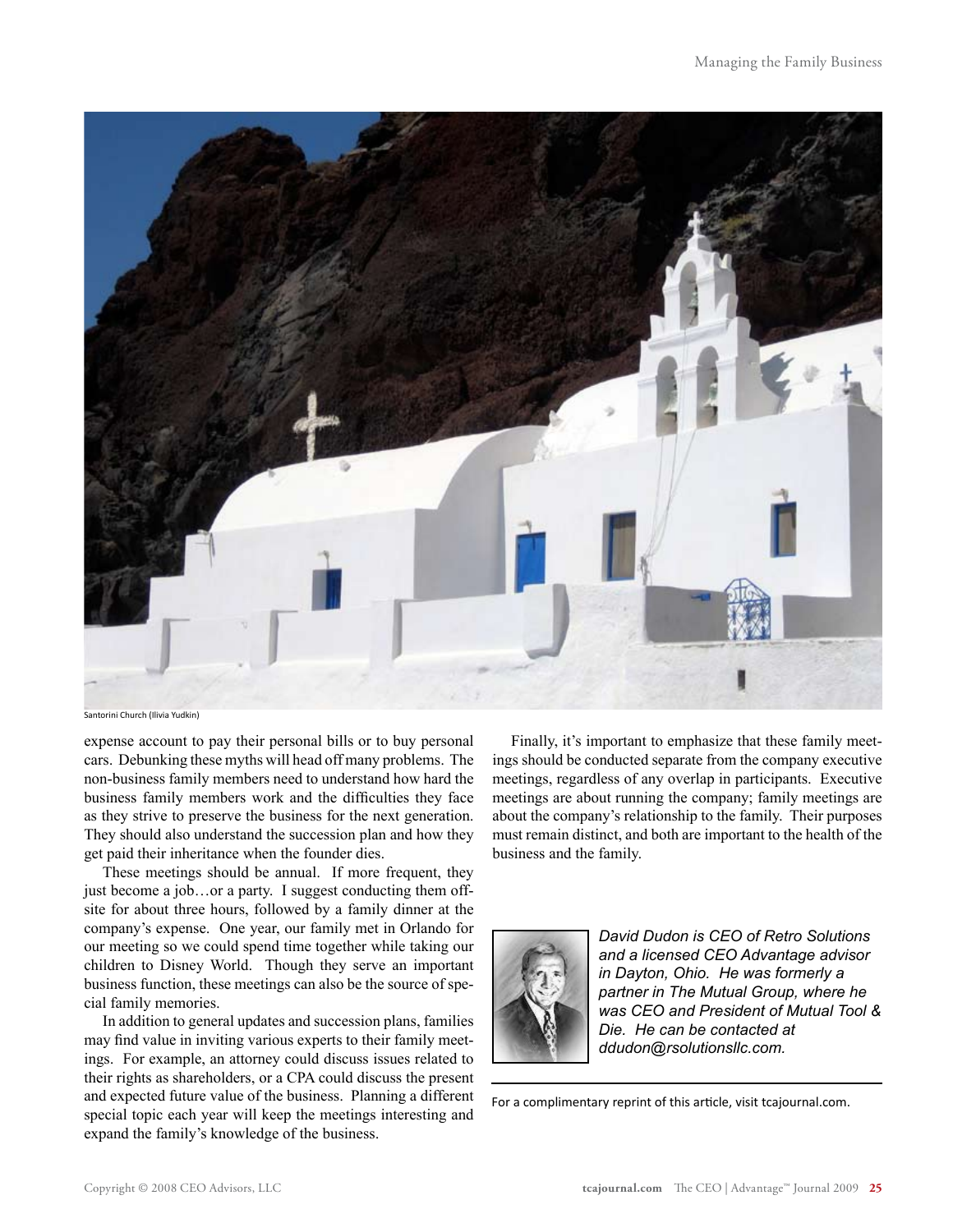Santorini Church (Ilivia Yudkin)

expense account to pay their personal bills or to buy personal cars. Debunking these myths will head off many problems. The non-business family members need to understand how hard the business family members work and the difficulties they face as they strive to preserve the business for the next generation. They should also understand the succession plan and how they get paid their inheritance when the founder dies.

These meetings should be annual. If more frequent, they just become a job…or a party. I suggest conducting them off-site for about three hours, followed by a family dinner at the company's expense. One year, our family met in Orlando for our meeting so we could spend time together while taking our children to Disney World. Though they serve an important business function, these meetings can also be the source of special family memories.

In addition to general updates and succession plans, families may find value in inviting various experts to their family meetings. For example, an attorney could discuss issues related to their rights as shareholders, or a CPA could discuss the present and expected future value of the business. Planning a different special topic each year will keep the meetings interesting and expand the family's knowledge of the business.

Finally, it's important to emphasize that these family meetings should be conducted separate from the company executive meetings, regardless of any overlap in participants. Executive meetings are about running the company; family meetings are about the company's relationship to the family. Their purposes must remain distinct, and both are important to the health of the business and the family.

*David Dudon is CEO of Retro Solutions and a licensed CEO Advantage advisor in Dayton, Ohio. He was formerly a partner in The Mutual Group, where he was CEO and President of Mutual Tool & Die. He can be contacted at ddudon@rsolutionsllc.com.*

For a complimentary reprint of this article, visit tcajournal.com.

Copyright © 2008 CEO Advisors, LLC